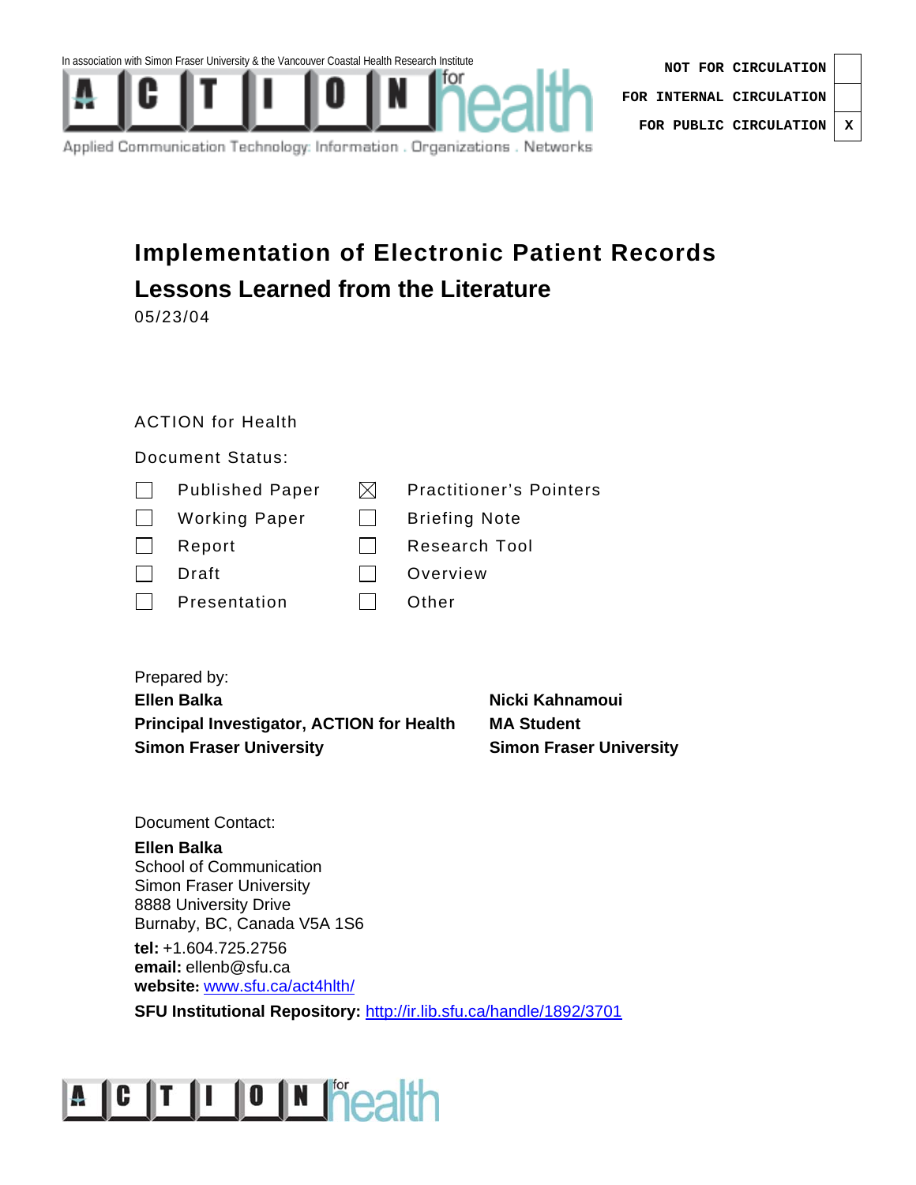In association with Simon Fraser University & the Vancouver Coastal Health Research Institute

ACTION for health

Applied Communication Technology: Information . Organizations . Networks

| | |
|---|---|
| NOT FOR CIRCULATION | |
| FOR INTERNAL CIRCULATION | |
| FOR PUBLIC CIRCULATION | X |

# Implementation of Electronic Patient Records

## Lessons Learned from the Literature

05/23/04

ACTION for Health

Document Status:

| | | | |
|---|---|---|---|
| ☐ | Published Paper | ☒ | Practitioner's Pointers |
| ☐ | Working Paper | ☐ | Briefing Note |
| ☐ | Report | ☐ | Research Tool |
| ☐ | Draft | ☐ | Overview |
| ☐ | Presentation | ☐ | Other |

Prepared by:

**Ellen Balka**
**Principal Investigator, ACTION for Health**
**Simon Fraser University**

**Nicki Kahnamoui**
**MA Student**
**Simon Fraser University**

Document Contact:

**Ellen Balka**
School of Communication
Simon Fraser University
8888 University Drive
Burnaby, BC, Canada V5A 1S6

**tel:** +1.604.725.2756
**email:** ellenb@sfu.ca
**website:** www.sfu.ca/act4hlth/

**SFU Institutional Repository:** http://ir.lib.sfu.ca/handle/1892/3701

ACTION for health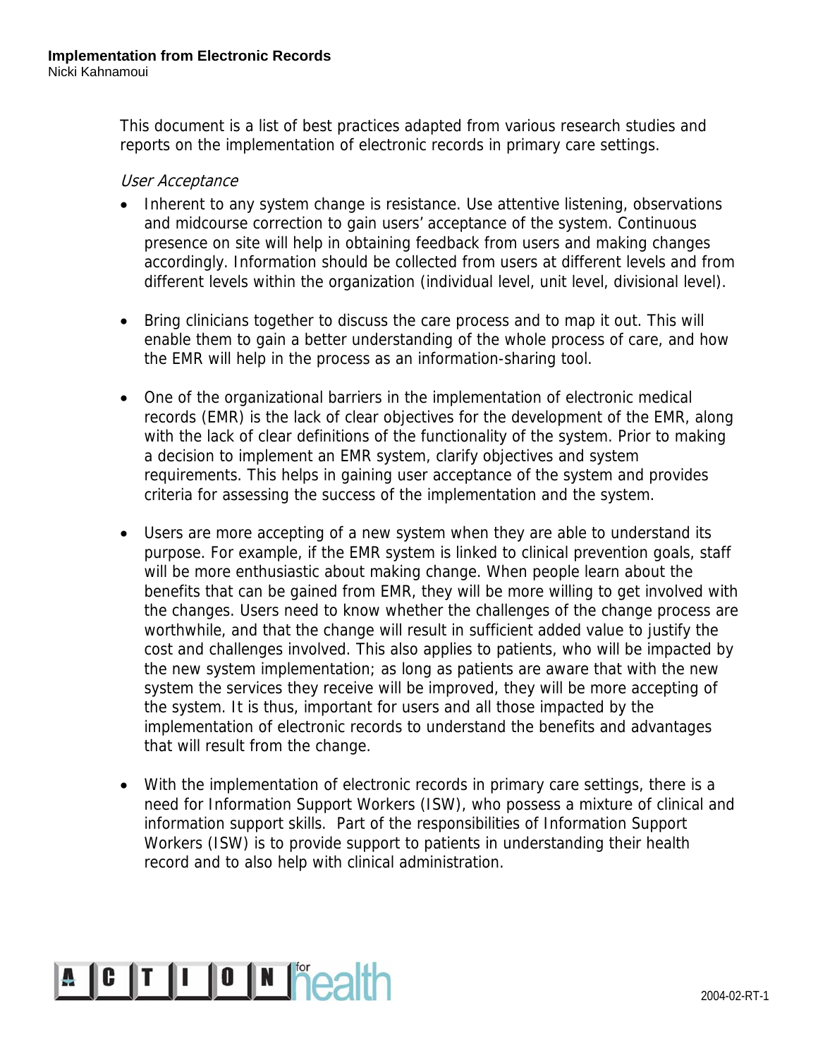**Implementation from Electronic Records**
Nicki Kahnamoui

This document is a list of best practices adapted from various research studies and reports on the implementation of electronic records in primary care settings.

*User Acceptance*

- Inherent to any system change is resistance. Use attentive listening, observations and midcourse correction to gain users' acceptance of the system. Continuous presence on site will help in obtaining feedback from users and making changes accordingly. Information should be collected from users at different levels and from different levels within the organization (individual level, unit level, divisional level).

- Bring clinicians together to discuss the care process and to map it out. This will enable them to gain a better understanding of the whole process of care, and how the EMR will help in the process as an information-sharing tool.

- One of the organizational barriers in the implementation of electronic medical records (EMR) is the lack of clear objectives for the development of the EMR, along with the lack of clear definitions of the functionality of the system. Prior to making a decision to implement an EMR system, clarify objectives and system requirements. This helps in gaining user acceptance of the system and provides criteria for assessing the success of the implementation and the system.

- Users are more accepting of a new system when they are able to understand its purpose. For example, if the EMR system is linked to clinical prevention goals, staff will be more enthusiastic about making change. When people learn about the benefits that can be gained from EMR, they will be more willing to get involved with the changes. Users need to know whether the challenges of the change process are worthwhile, and that the change will result in sufficient added value to justify the cost and challenges involved. This also applies to patients, who will be impacted by the new system implementation; as long as patients are aware that with the new system the services they receive will be improved, they will be more accepting of the system. It is thus, important for users and all those impacted by the implementation of electronic records to understand the benefits and advantages that will result from the change.

- With the implementation of electronic records in primary care settings, there is a need for Information Support Workers (ISW), who possess a mixture of clinical and information support skills. Part of the responsibilities of Information Support Workers (ISW) is to provide support to patients in understanding their health record and to also help with clinical administration.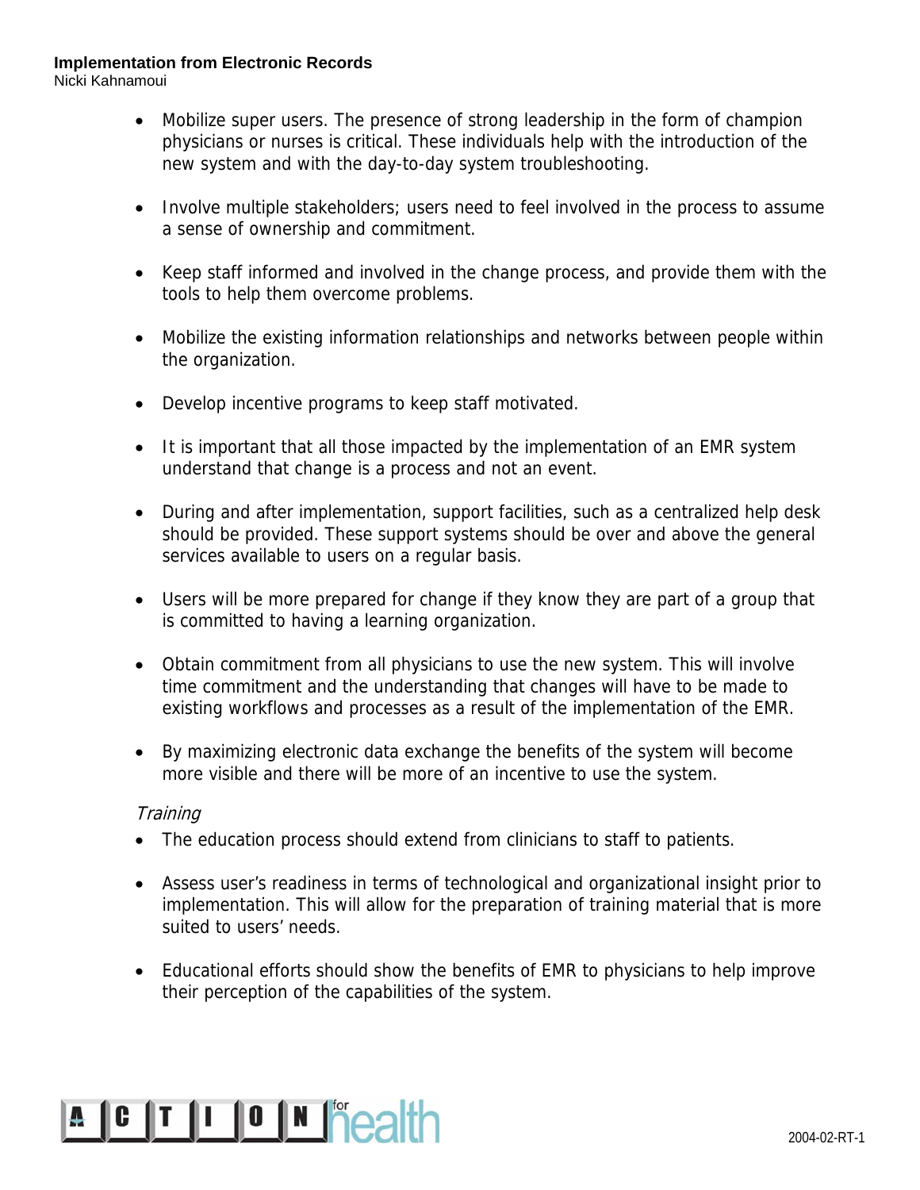- Mobilize super users. The presence of strong leadership in the form of champion physicians or nurses is critical. These individuals help with the introduction of the new system and with the day-to-day system troubleshooting.

- Involve multiple stakeholders; users need to feel involved in the process to assume a sense of ownership and commitment.

- Keep staff informed and involved in the change process, and provide them with the tools to help them overcome problems.

- Mobilize the existing information relationships and networks between people within the organization.

- Develop incentive programs to keep staff motivated.

- It is important that all those impacted by the implementation of an EMR system understand that change is a process and not an event.

- During and after implementation, support facilities, such as a centralized help desk should be provided. These support systems should be over and above the general services available to users on a regular basis.

- Users will be more prepared for change if they know they are part of a group that is committed to having a learning organization.

- Obtain commitment from all physicians to use the new system. This will involve time commitment and the understanding that changes will have to be made to existing workflows and processes as a result of the implementation of the EMR.

- By maximizing electronic data exchange the benefits of the system will become more visible and there will be more of an incentive to use the system.

*Training*

- The education process should extend from clinicians to staff to patients.

- Assess user's readiness in terms of technological and organizational insight prior to implementation. This will allow for the preparation of training material that is more suited to users' needs.

- Educational efforts should show the benefits of EMR to physicians to help improve their perception of the capabilities of the system.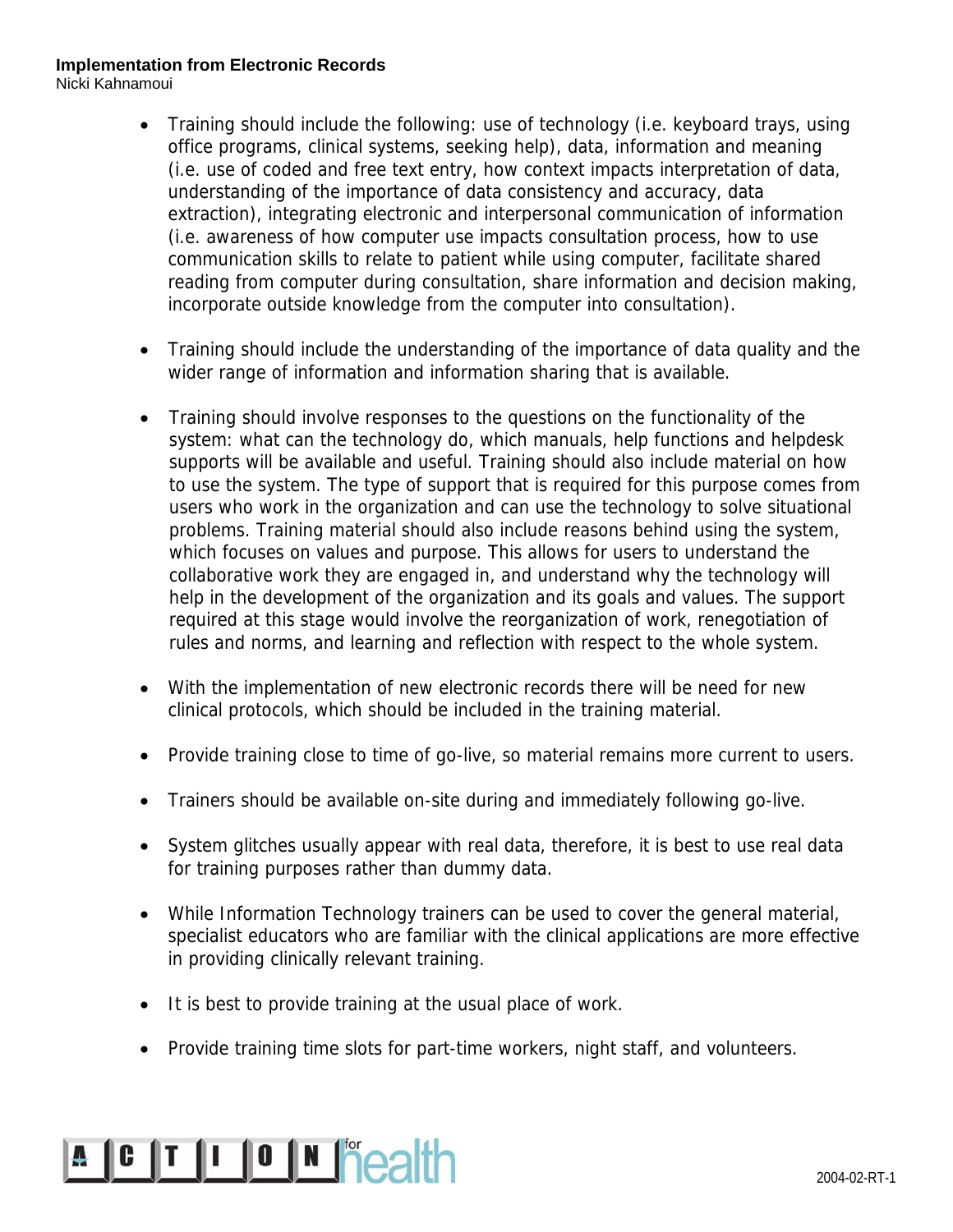- Training should include the following: use of technology (i.e. keyboard trays, using office programs, clinical systems, seeking help), data, information and meaning (i.e. use of coded and free text entry, how context impacts interpretation of data, understanding of the importance of data consistency and accuracy, data extraction), integrating electronic and interpersonal communication of information (i.e. awareness of how computer use impacts consultation process, how to use communication skills to relate to patient while using computer, facilitate shared reading from computer during consultation, share information and decision making, incorporate outside knowledge from the computer into consultation).

- Training should include the understanding of the importance of data quality and the wider range of information and information sharing that is available.

- Training should involve responses to the questions on the functionality of the system: what can the technology do, which manuals, help functions and helpdesk supports will be available and useful. Training should also include material on how to use the system. The type of support that is required for this purpose comes from users who work in the organization and can use the technology to solve situational problems. Training material should also include reasons behind using the system, which focuses on values and purpose. This allows for users to understand the collaborative work they are engaged in, and understand why the technology will help in the development of the organization and its goals and values. The support required at this stage would involve the reorganization of work, renegotiation of rules and norms, and learning and reflection with respect to the whole system.

- With the implementation of new electronic records there will be need for new clinical protocols, which should be included in the training material.

- Provide training close to time of go-live, so material remains more current to users.

- Trainers should be available on-site during and immediately following go-live.

- System glitches usually appear with real data, therefore, it is best to use real data for training purposes rather than dummy data.

- While Information Technology trainers can be used to cover the general material, specialist educators who are familiar with the clinical applications are more effective in providing clinically relevant training.

- It is best to provide training at the usual place of work.

- Provide training time slots for part-time workers, night staff, and volunteers.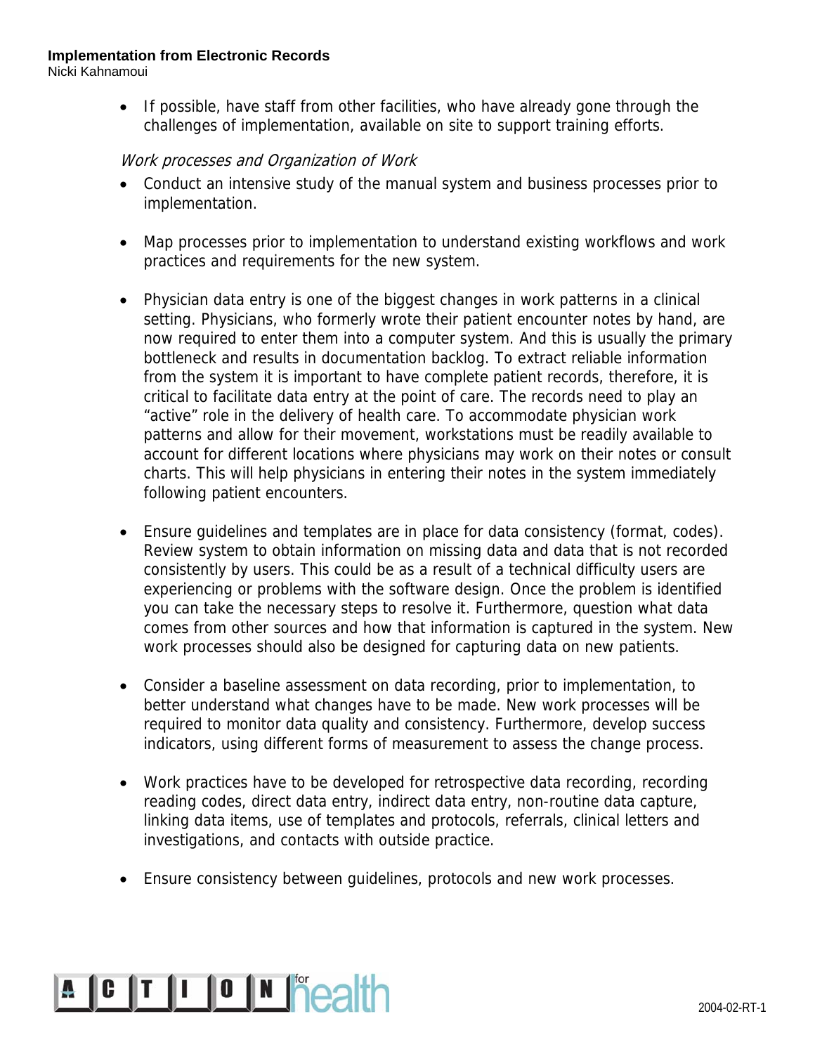- If possible, have staff from other facilities, who have already gone through the challenges of implementation, available on site to support training efforts.

*Work processes and Organization of Work*

- Conduct an intensive study of the manual system and business processes prior to implementation.

- Map processes prior to implementation to understand existing workflows and work practices and requirements for the new system.

- Physician data entry is one of the biggest changes in work patterns in a clinical setting. Physicians, who formerly wrote their patient encounter notes by hand, are now required to enter them into a computer system. And this is usually the primary bottleneck and results in documentation backlog. To extract reliable information from the system it is important to have complete patient records, therefore, it is critical to facilitate data entry at the point of care. The records need to play an "active" role in the delivery of health care. To accommodate physician work patterns and allow for their movement, workstations must be readily available to account for different locations where physicians may work on their notes or consult charts. This will help physicians in entering their notes in the system immediately following patient encounters.

- Ensure guidelines and templates are in place for data consistency (format, codes). Review system to obtain information on missing data and data that is not recorded consistently by users. This could be as a result of a technical difficulty users are experiencing or problems with the software design. Once the problem is identified you can take the necessary steps to resolve it. Furthermore, question what data comes from other sources and how that information is captured in the system. New work processes should also be designed for capturing data on new patients.

- Consider a baseline assessment on data recording, prior to implementation, to better understand what changes have to be made. New work processes will be required to monitor data quality and consistency. Furthermore, develop success indicators, using different forms of measurement to assess the change process.

- Work practices have to be developed for retrospective data recording, recording reading codes, direct data entry, indirect data entry, non-routine data capture, linking data items, use of templates and protocols, referrals, clinical letters and investigations, and contacts with outside practice.

- Ensure consistency between guidelines, protocols and new work processes.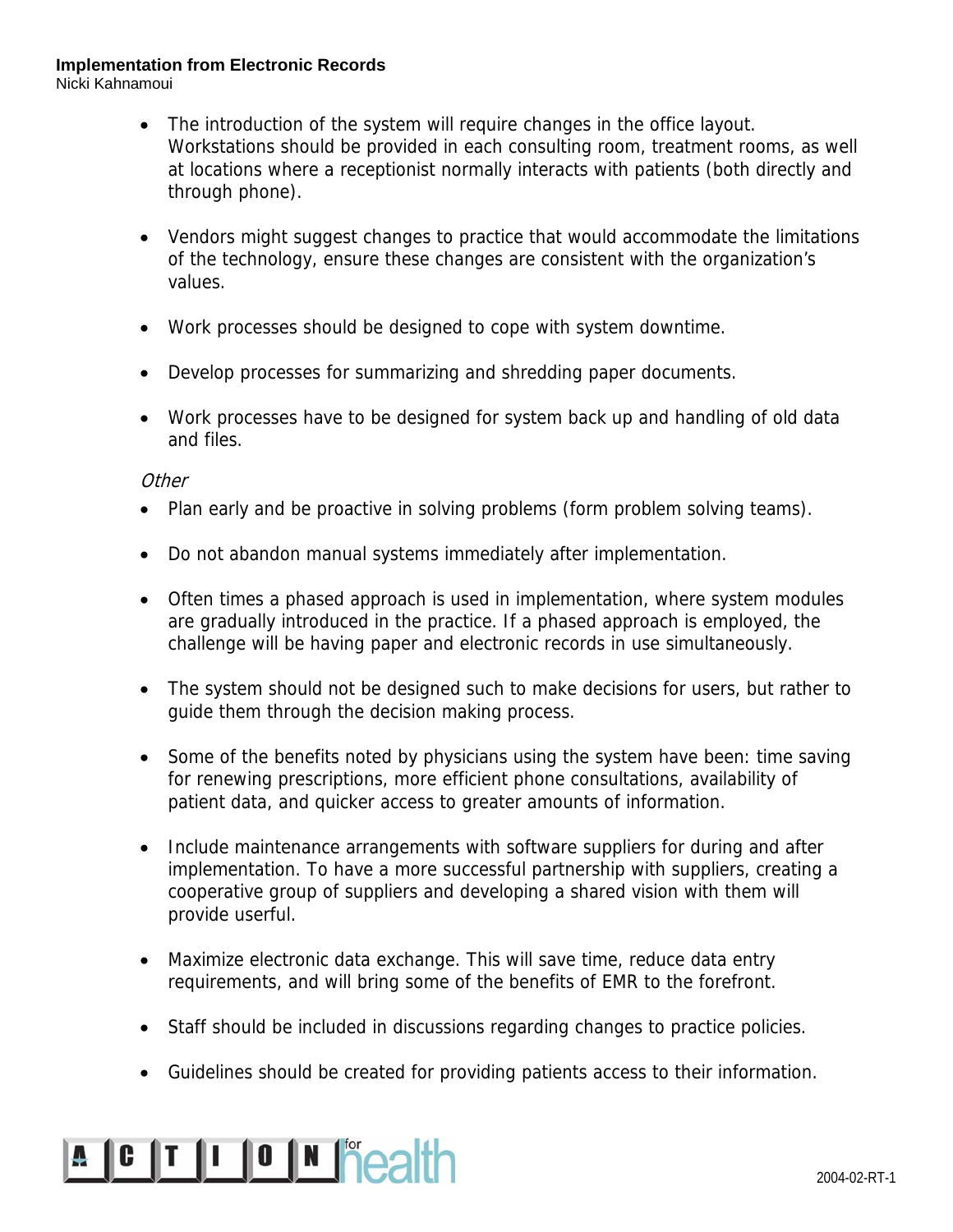- The introduction of the system will require changes in the office layout. Workstations should be provided in each consulting room, treatment rooms, as well at locations where a receptionist normally interacts with patients (both directly and through phone).

- Vendors might suggest changes to practice that would accommodate the limitations of the technology, ensure these changes are consistent with the organization's values.

- Work processes should be designed to cope with system downtime.

- Develop processes for summarizing and shredding paper documents.

- Work processes have to be designed for system back up and handling of old data and files.

*Other*

- Plan early and be proactive in solving problems (form problem solving teams).

- Do not abandon manual systems immediately after implementation.

- Often times a phased approach is used in implementation, where system modules are gradually introduced in the practice. If a phased approach is employed, the challenge will be having paper and electronic records in use simultaneously.

- The system should not be designed such to make decisions for users, but rather to guide them through the decision making process.

- Some of the benefits noted by physicians using the system have been: time saving for renewing prescriptions, more efficient phone consultations, availability of patient data, and quicker access to greater amounts of information.

- Include maintenance arrangements with software suppliers for during and after implementation. To have a more successful partnership with suppliers, creating a cooperative group of suppliers and developing a shared vision with them will provide userful.

- Maximize electronic data exchange. This will save time, reduce data entry requirements, and will bring some of the benefits of EMR to the forefront.

- Staff should be included in discussions regarding changes to practice policies.

- Guidelines should be created for providing patients access to their information.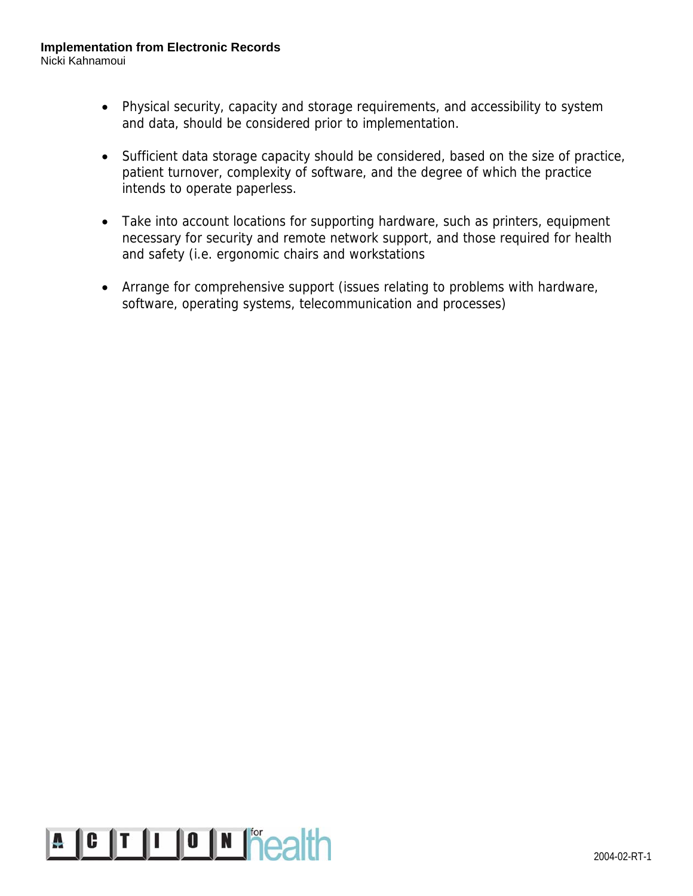- Physical security, capacity and storage requirements, and accessibility to system and data, should be considered prior to implementation.

- Sufficient data storage capacity should be considered, based on the size of practice, patient turnover, complexity of software, and the degree of which the practice intends to operate paperless.

- Take into account locations for supporting hardware, such as printers, equipment necessary for security and remote network support, and those required for health and safety (i.e. ergonomic chairs and workstations

- Arrange for comprehensive support (issues relating to problems with hardware, software, operating systems, telecommunication and processes)